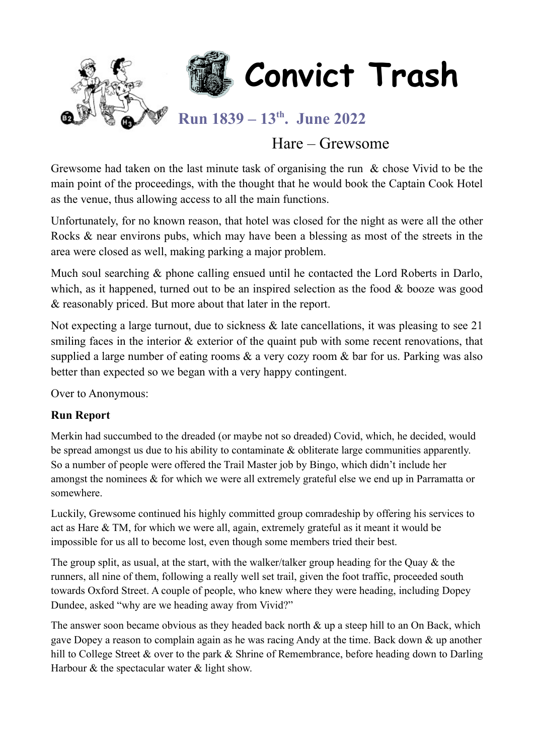# Convict Trash

## Run 1839 – 13th. June 2022

Hare – Grewsome

Grewsome had taken on the last minute task of organising the run & chose Vivid to be the main point of the proceedings, with the thought that he would book the Captain Cook Hotel as the venue, thus allowing access to all the main functions.

Unfortunately, for no known reason, that hotel was closed for the night as were all the other Rocks & near environs pubs, which may have been a blessing as most of the streets in the area were closed as well, making parking a major problem.

Much soul searching & phone calling ensued until he contacted the Lord Roberts in Darlo, which, as it happened, turned out to be an inspired selection as the food & booze was good & reasonably priced. But more about that later in the report.

Not expecting a large turnout, due to sickness & late cancellations, it was pleasing to see 21 smiling faces in the interior & exterior of the quaint pub with some recent renovations, that supplied a large number of eating rooms & a very cozy room & bar for us. Parking was also better than expected so we began with a very happy contingent.

Over to Anonymous:

**Run Report**

Merkin had succumbed to the dreaded (or maybe not so dreaded) Covid, which, he decided, would be spread amongst us due to his ability to contaminate & obliterate large communities apparently. So a number of people were offered the Trail Master job by Bingo, which didn't include her amongst the nominees & for which we were all extremely grateful else we end up in Parramatta or somewhere.

Luckily, Grewsome continued his highly committed group comradeship by offering his services to act as Hare & TM, for which we were all, again, extremely grateful as it meant it would be impossible for us all to become lost, even though some members tried their best.

The group split, as usual, at the start, with the walker/talker group heading for the Quay & the runners, all nine of them, following a really well set trail, given the foot traffic, proceeded south towards Oxford Street. A couple of people, who knew where they were heading, including Dopey Dundee, asked "why are we heading away from Vivid?"

The answer soon became obvious as they headed back north & up a steep hill to an On Back, which gave Dopey a reason to complain again as he was racing Andy at the time. Back down & up another hill to College Street & over to the park & Shrine of Remembrance, before heading down to Darling Harbour & the spectacular water & light show.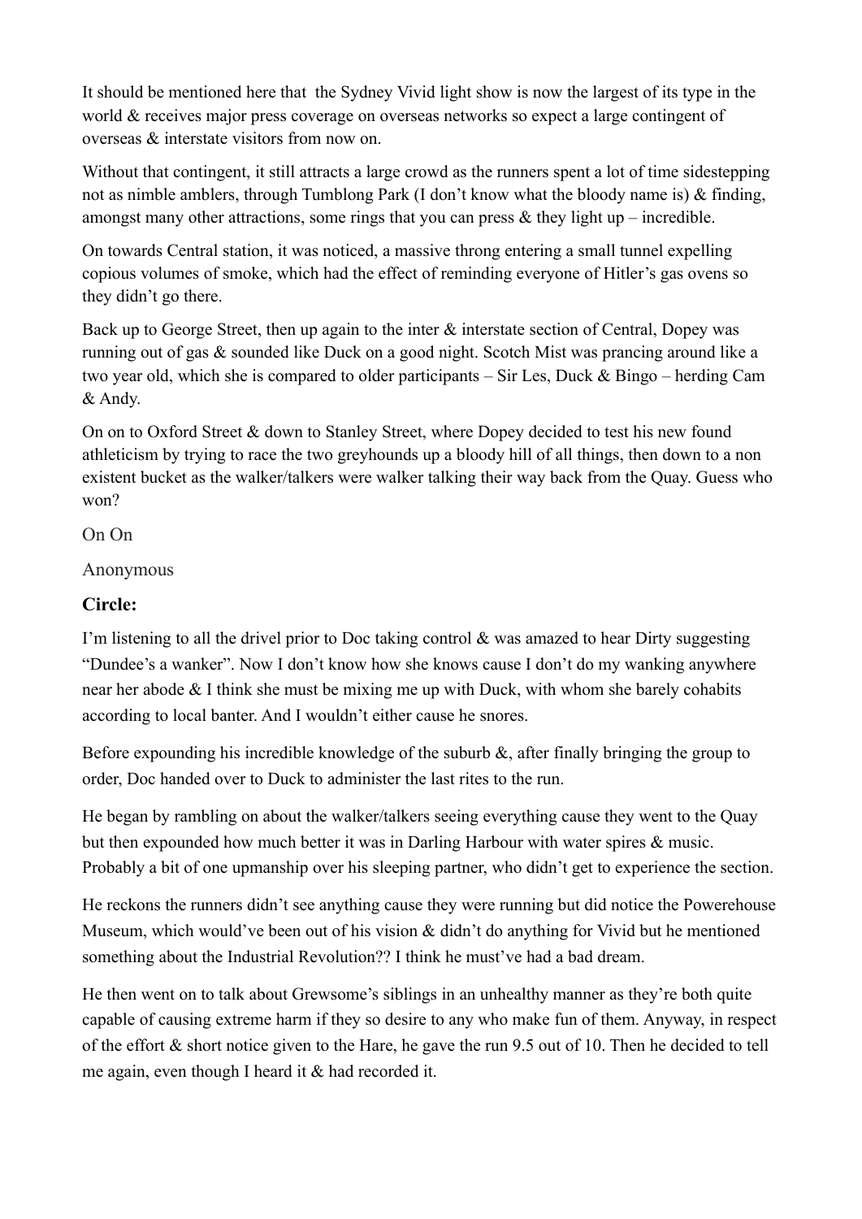It should be mentioned here that the Sydney Vivid light show is now the largest of its type in the world & receives major press coverage on overseas networks so expect a large contingent of overseas & interstate visitors from now on.

Without that contingent, it still attracts a large crowd as the runners spent a lot of time sidestepping not as nimble amblers, through Tumblong Park (I don't know what the bloody name is) & finding, amongst many other attractions, some rings that you can press & they light up – incredible.

On towards Central station, it was noticed, a massive throng entering a small tunnel expelling copious volumes of smoke, which had the effect of reminding everyone of Hitler's gas ovens so they didn't go there.

Back up to George Street, then up again to the inter & interstate section of Central, Dopey was running out of gas & sounded like Duck on a good night. Scotch Mist was prancing around like a two year old, which she is compared to older participants – Sir Les, Duck & Bingo – herding Cam & Andy.

On on to Oxford Street & down to Stanley Street, where Dopey decided to test his new found athleticism by trying to race the two greyhounds up a bloody hill of all things, then down to a non existent bucket as the walker/talkers were walker talking their way back from the Quay. Guess who won?

On On

Anonymous

**Circle:**

I'm listening to all the drivel prior to Doc taking control & was amazed to hear Dirty suggesting "Dundee's a wanker". Now I don't know how she knows cause I don't do my wanking anywhere near her abode & I think she must be mixing me up with Duck, with whom she barely cohabits according to local banter. And I wouldn't either cause he snores.

Before expounding his incredible knowledge of the suburb &, after finally bringing the group to order, Doc handed over to Duck to administer the last rites to the run.

He began by rambling on about the walker/talkers seeing everything cause they went to the Quay but then expounded how much better it was in Darling Harbour with water spires & music. Probably a bit of one upmanship over his sleeping partner, who didn't get to experience the section.

He reckons the runners didn't see anything cause they were running but did notice the Powerehouse Museum, which would've been out of his vision & didn't do anything for Vivid but he mentioned something about the Industrial Revolution?? I think he must've had a bad dream.

He then went on to talk about Grewsome's siblings in an unhealthy manner as they're both quite capable of causing extreme harm if they so desire to any who make fun of them. Anyway, in respect of the effort & short notice given to the Hare, he gave the run 9.5 out of 10. Then he decided to tell me again, even though I heard it & had recorded it.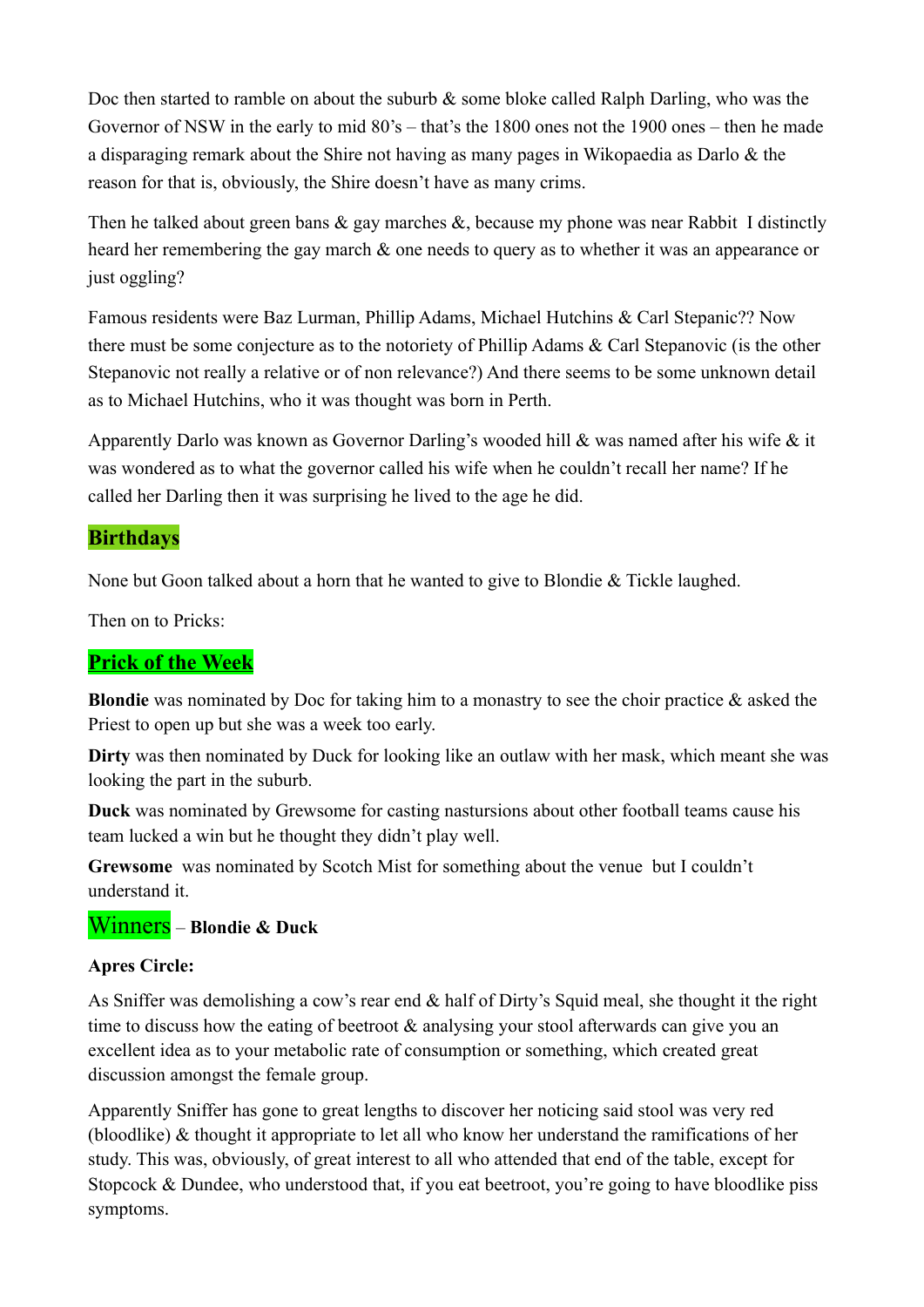Doc then started to ramble on about the suburb & some bloke called Ralph Darling, who was the Governor of NSW in the early to mid 80's – that's the 1800 ones not the 1900 ones – then he made a disparaging remark about the Shire not having as many pages in Wikopaedia as Darlo & the reason for that is, obviously, the Shire doesn't have as many crims.

Then he talked about green bans & gay marches &, because my phone was near Rabbit I distinctly heard her remembering the gay march & one needs to query as to whether it was an appearance or just oggling?

Famous residents were Baz Lurman, Phillip Adams, Michael Hutchins & Carl Stepanic?? Now there must be some conjecture as to the notoriety of Phillip Adams & Carl Stepanovic (is the other Stepanovic not really a relative or of non relevance?) And there seems to be some unknown detail as to Michael Hutchins, who it was thought was born in Perth.

Apparently Darlo was known as Governor Darling's wooded hill & was named after his wife & it was wondered as to what the governor called his wife when he couldn't recall her name? If he called her Darling then it was surprising he lived to the age he did.

## Birthdays

None but Goon talked about a horn that he wanted to give to Blondie & Tickle laughed.

Then on to Pricks:

## Prick of the Week

**Blondie** was nominated by Doc for taking him to a monastry to see the choir practice & asked the Priest to open up but she was a week too early.

**Dirty** was then nominated by Duck for looking like an outlaw with her mask, which meant she was looking the part in the suburb.

**Duck** was nominated by Grewsome for casting nastursions about other football teams cause his team lucked a win but he thought they didn't play well.

**Grewsome** was nominated by Scotch Mist for something about the venue but I couldn't understand it.

Winners – **Blondie & Duck**

**Apres Circle:**

As Sniffer was demolishing a cow's rear end & half of Dirty's Squid meal, she thought it the right time to discuss how the eating of beetroot & analysing your stool afterwards can give you an excellent idea as to your metabolic rate of consumption or something, which created great discussion amongst the female group.

Apparently Sniffer has gone to great lengths to discover her noticing said stool was very red (bloodlike) & thought it appropriate to let all who know her understand the ramifications of her study. This was, obviously, of great interest to all who attended that end of the table, except for Stopcock & Dundee, who understood that, if you eat beetroot, you're going to have bloodlike piss symptoms.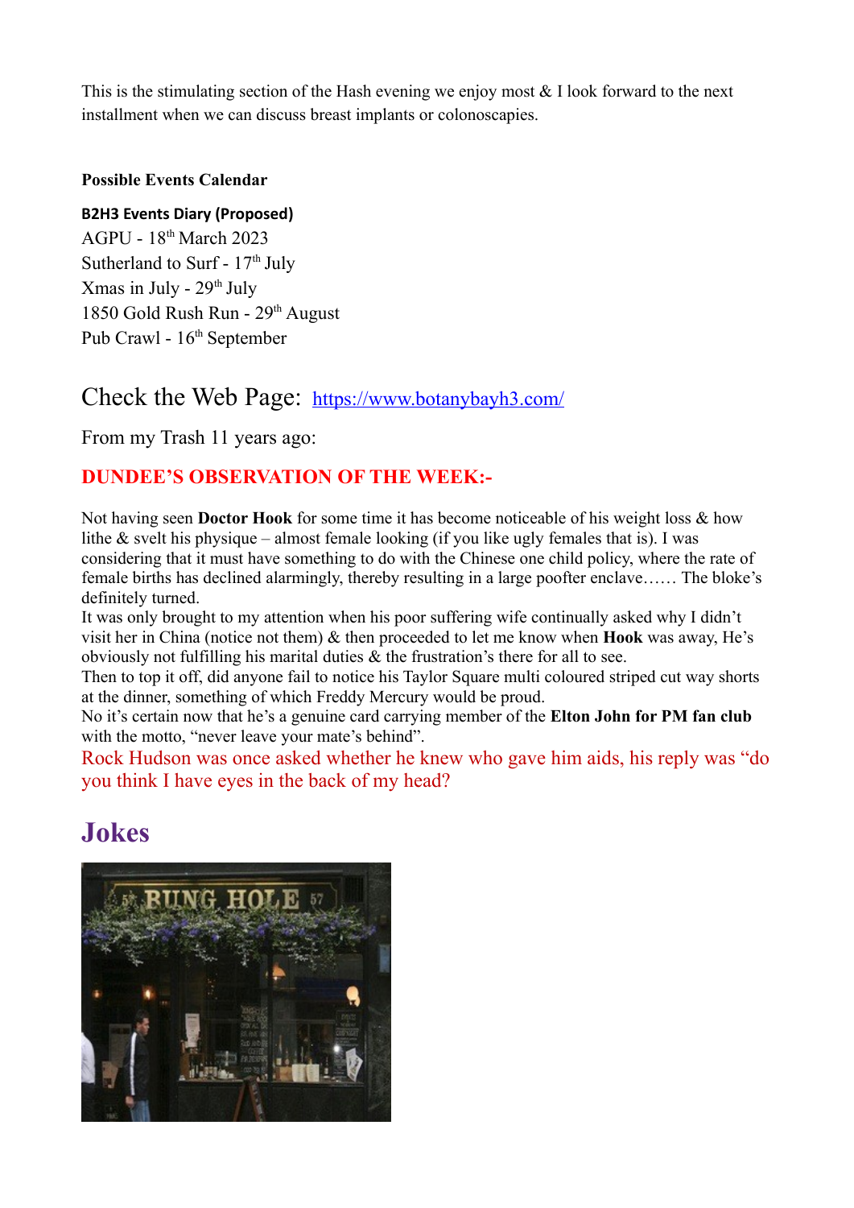This is the stimulating section of the Hash evening we enjoy most & I look forward to the next installment when we can discuss breast implants or colonoscapies.

**Possible Events Calendar**

**B2H3 Events Diary (Proposed)**

AGPU - 18th March 2023
Sutherland to Surf - 17th July
Xmas in July - 29th July
1850 Gold Rush Run - 29th August
Pub Crawl - 16th September

## Check the Web Page: https://www.botanybayh3.com/

From my Trash 11 years ago:

### DUNDEE'S OBSERVATION OF THE WEEK:-

Not having seen **Doctor Hook** for some time it has become noticeable of his weight loss & how lithe & svelt his physique – almost female looking (if you like ugly females that is). I was considering that it must have something to do with the Chinese one child policy, where the rate of female births has declined alarmingly, thereby resulting in a large poofter enclave…… The bloke's definitely turned.

It was only brought to my attention when his poor suffering wife continually asked why I didn't visit her in China (notice not them) & then proceeded to let me know when **Hook** was away, He's obviously not fulfilling his marital duties & the frustration's there for all to see.

Then to top it off, did anyone fail to notice his Taylor Square multi coloured striped cut way shorts at the dinner, something of which Freddy Mercury would be proud.

No it's certain now that he's a genuine card carrying member of the **Elton John for PM fan club** with the motto, "never leave your mate's behind".

Rock Hudson was once asked whether he knew who gave him aids, his reply was "do you think I have eyes in the back of my head?

## Jokes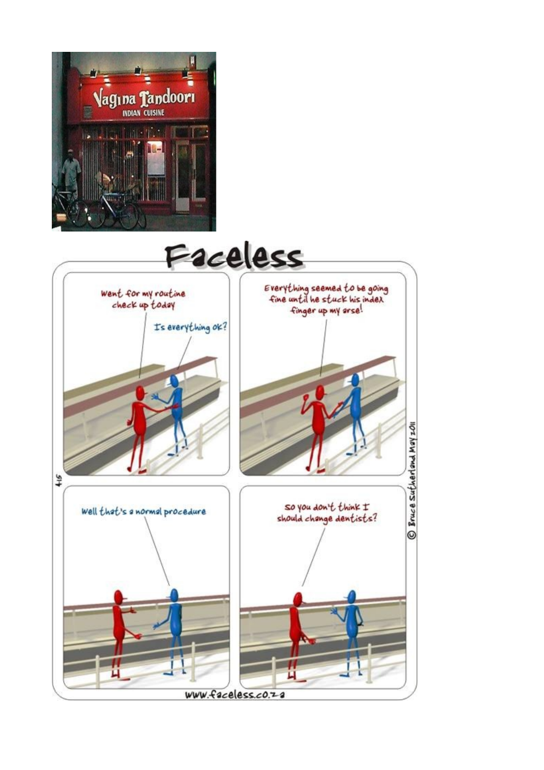Vagina Tandoori

INDIAN CUISINE

# Faceless

Went for my routine check up today

Is everything ok?

Everything seemed to be going fine until he stuck his index finger up my arse!

Well that's a normal procedure

So you don't think I should change dentists?

415

© Bruce Sutherland May 2011

www.faceless.co.za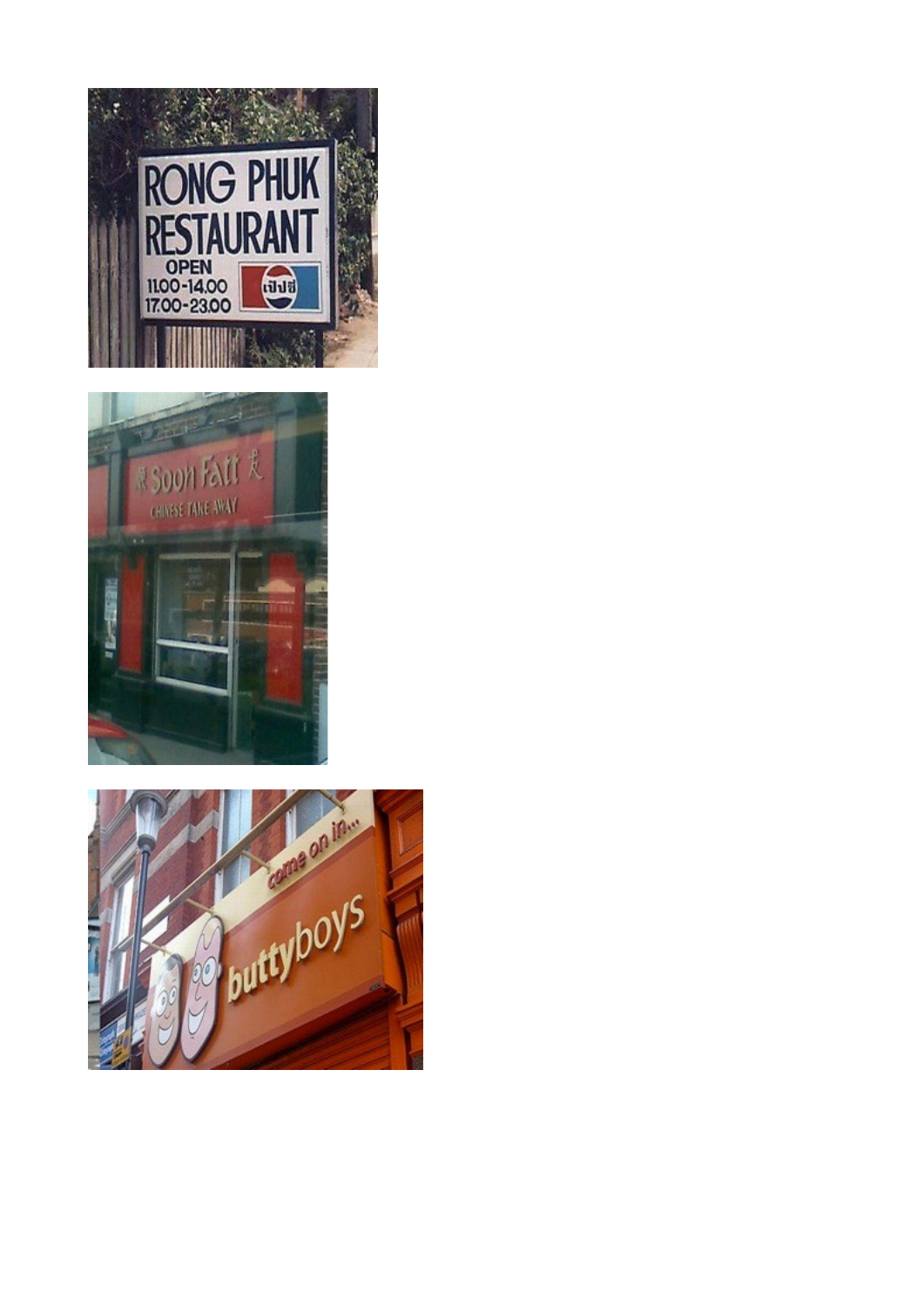RONG PHUK
RESTAURANT
OPEN
11.00-14.00
17.00-23.00

Soon Fatt
CHINESE TAKE AWAY

come on in...
buttyboys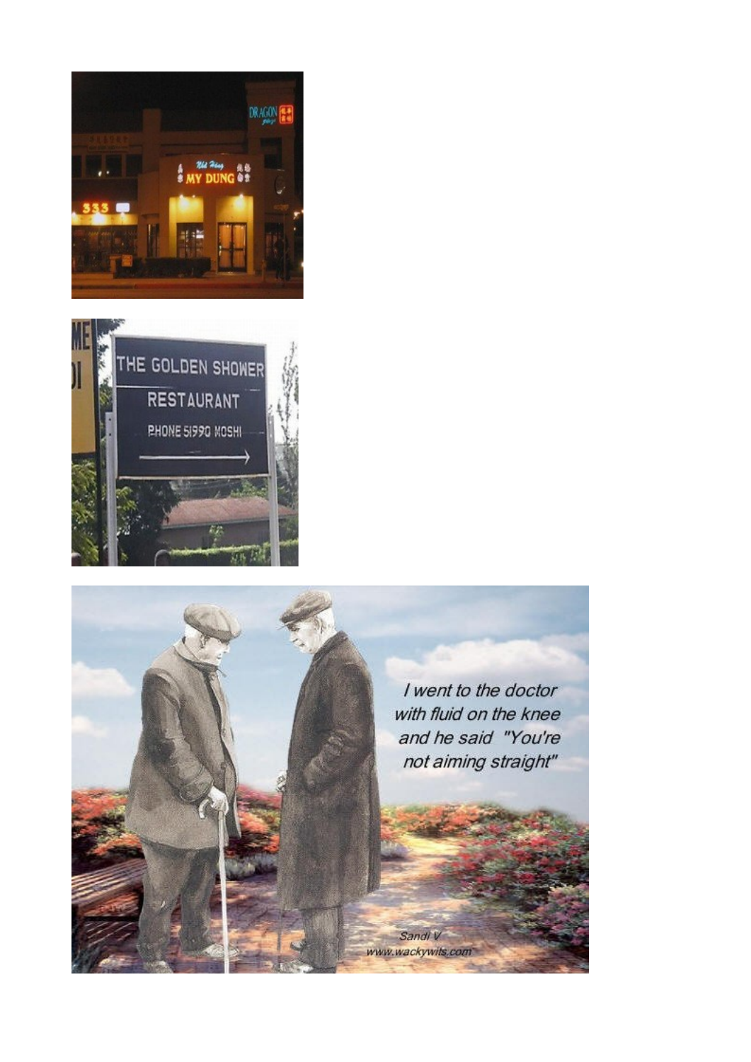MY DUNG

DRAGON

333

THE GOLDEN SHOWER

RESTAURANT

PHONE 51990 MOSHI

I went to the doctor with fluid on the knee and he said "You're not aiming straight"

Sandi V
www.wackywits.com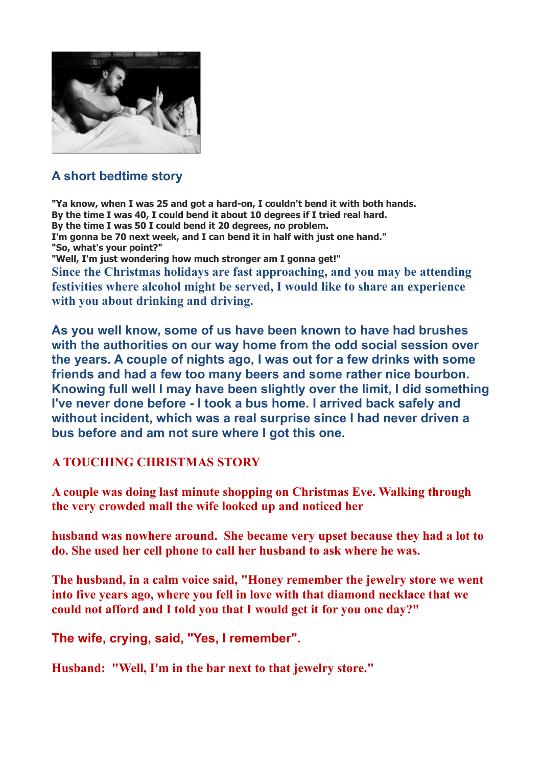## A short bedtime story

**"Ya know, when I was 25 and got a hard-on, I couldn't bend it with both hands.**
**By the time I was 40, I could bend it about 10 degrees if I tried real hard.**
**By the time I was 50 I could bend it 20 degrees, no problem.**
**I'm gonna be 70 next week, and I can bend it in half with just one hand."**
**"So, what's your point?"**
**"Well, I'm just wondering how much stronger am I gonna get!"**

**Since the Christmas holidays are fast approaching, and you may be attending festivities where alcohol might be served, I would like to share an experience with you about drinking and driving.**

**As you well know, some of us have been known to have had brushes with the authorities on our way home from the odd social session over the years. A couple of nights ago, I was out for a few drinks with some friends and had a few too many beers and some rather nice bourbon. Knowing full well I may have been slightly over the limit, I did something I've never done before - I took a bus home. I arrived back safely and without incident, which was a real surprise since I had never driven a bus before and am not sure where I got this one.**

## A TOUCHING CHRISTMAS STORY

**A couple was doing last minute shopping on Christmas Eve. Walking through the very crowded mall the wife looked up and noticed her**

**husband was nowhere around. She became very upset because they had a lot to do. She used her cell phone to call her husband to ask where he was.**

**The husband, in a calm voice said, "Honey remember the jewelry store we went into five years ago, where you fell in love with that diamond necklace that we could not afford and I told you that I would get it for you one day?"**

**The wife, crying, said, "Yes, I remember".**

**Husband: "Well, I'm in the bar next to that jewelry store."**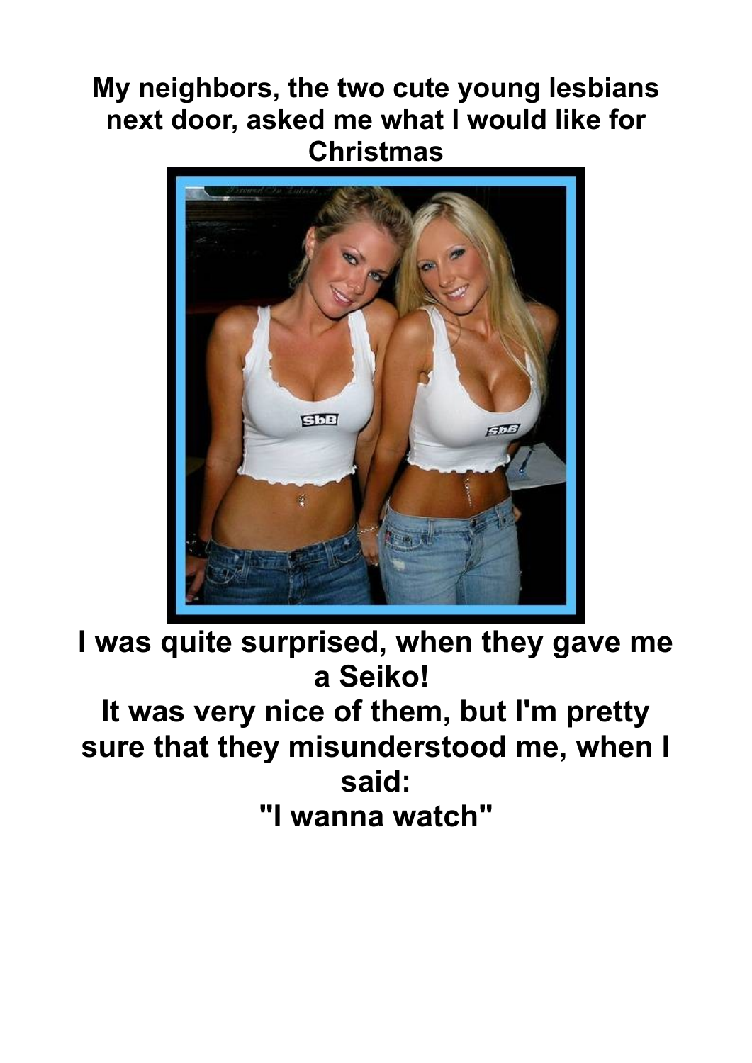**My neighbors, the two cute young lesbians next door, asked me what I would like for Christmas**

**I was quite surprised, when they gave me a Seiko!**

**It was very nice of them, but I'm pretty sure that they misunderstood me, when I said:**

**"I wanna watch"**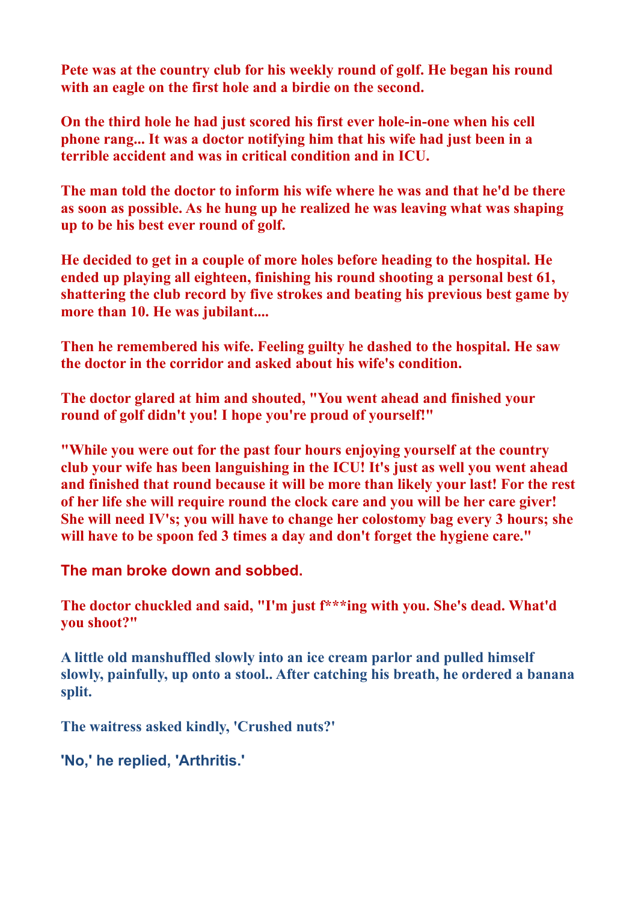**Pete was at the country club for his weekly round of golf. He began his round with an eagle on the first hole and a birdie on the second.**

**On the third hole he had just scored his first ever hole-in-one when his cell phone rang... It was a doctor notifying him that his wife had just been in a terrible accident and was in critical condition and in ICU.**

**The man told the doctor to inform his wife where he was and that he'd be there as soon as possible. As he hung up he realized he was leaving what was shaping up to be his best ever round of golf.**

**He decided to get in a couple of more holes before heading to the hospital. He ended up playing all eighteen, finishing his round shooting a personal best 61, shattering the club record by five strokes and beating his previous best game by more than 10. He was jubilant....**

**Then he remembered his wife. Feeling guilty he dashed to the hospital. He saw the doctor in the corridor and asked about his wife's condition.**

**The doctor glared at him and shouted, "You went ahead and finished your round of golf didn't you! I hope you're proud of yourself!"**

**"While you were out for the past four hours enjoying yourself at the country club your wife has been languishing in the ICU! It's just as well you went ahead and finished that round because it will be more than likely your last! For the rest of her life she will require round the clock care and you will be her care giver! She will need IV's; you will have to change her colostomy bag every 3 hours; she will have to be spoon fed 3 times a day and don't forget the hygiene care."**

**The man broke down and sobbed.**

**The doctor chuckled and said, "I'm just f***ing with you. She's dead. What'd you shoot?"**

**A little old manshuffled slowly into an ice cream parlor and pulled himself slowly, painfully, up onto a stool.. After catching his breath, he ordered a banana split.**

**The waitress asked kindly, 'Crushed nuts?'**

**'No,' he replied, 'Arthritis.'**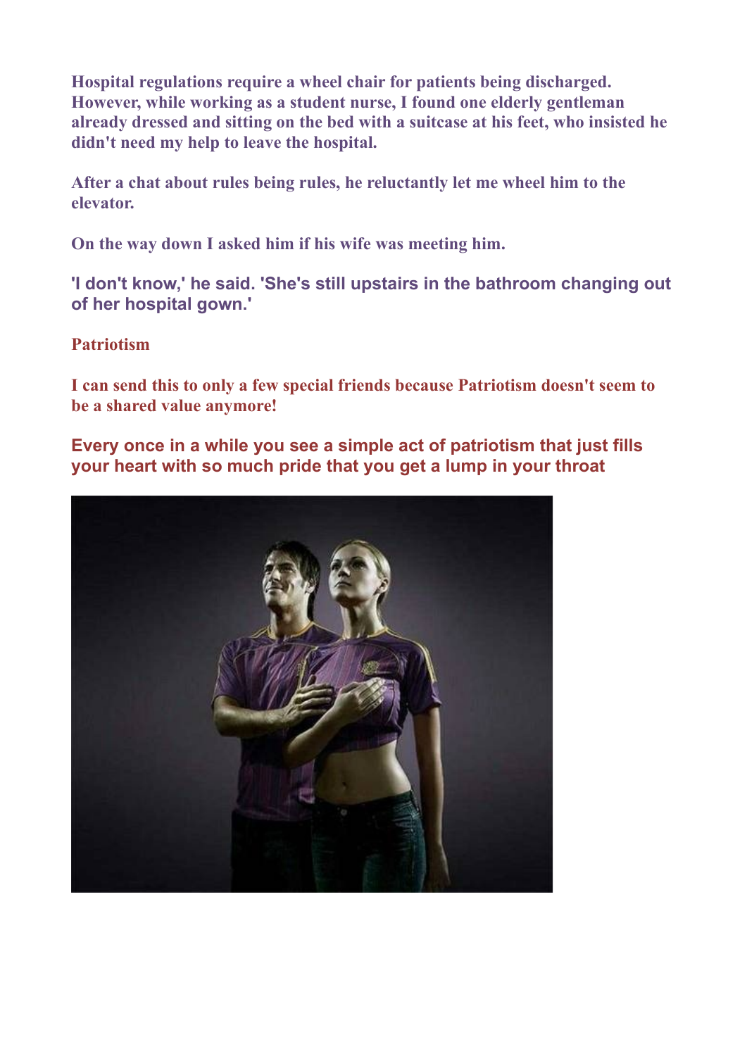**Hospital regulations require a wheel chair for patients being discharged. However, while working as a student nurse, I found one elderly gentleman already dressed and sitting on the bed with a suitcase at his feet, who insisted he didn't need my help to leave the hospital.**

**After a chat about rules being rules, he reluctantly let me wheel him to the elevator.**

**On the way down I asked him if his wife was meeting him.**

**'I don't know,' he said. 'She's still upstairs in the bathroom changing out of her hospital gown.'**

**Patriotism**

**I can send this to only a few special friends because Patriotism doesn't seem to be a shared value anymore!**

**Every once in a while you see a simple act of patriotism that just fills your heart with so much pride that you get a lump in your throat**